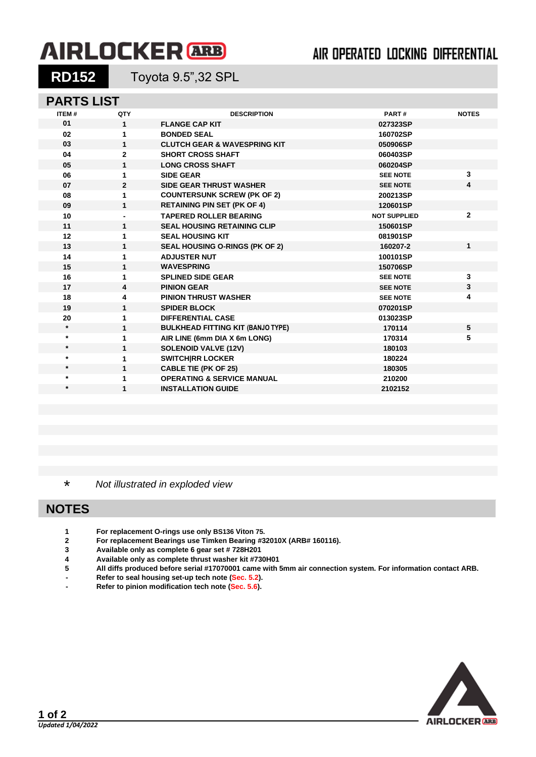# AIRLOCKER ARB

AIR OPERATED LOCKING DIFFERENTIAL

## RD152 Toyota 9.5",32 SPL

## PARTS LIST

| ITEM # | QTY | DESCRIPTION | PART # | NOTES |
|---|---|---|---|---|
| 01 | 1 | FLANGE CAP KIT | 027323SP | |
| 02 | 1 | BONDED SEAL | 160702SP | |
| 03 | 1 | CLUTCH GEAR & WAVESPRING KIT | 050906SP | |
| 04 | 2 | SHORT CROSS SHAFT | 060403SP | |
| 05 | 1 | LONG CROSS SHAFT | 060204SP | |
| 06 | 1 | SIDE GEAR | SEE NOTE | 3 |
| 07 | 2 | SIDE GEAR THRUST WASHER | SEE NOTE | 4 |
| 08 | 1 | COUNTERSUNK SCREW (PK OF 2) | 200213SP | |
| 09 | 1 | RETAINING PIN SET (PK OF 4) | 120601SP | |
| 10 | - | TAPERED ROLLER BEARING | NOT SUPPLIED | 2 |
| 11 | 1 | SEAL HOUSING RETAINING CLIP | 150601SP | |
| 12 | 1 | SEAL HOUSING KIT | 081901SP | |
| 13 | 1 | SEAL HOUSING O-RINGS (PK OF 2) | 160207-2 | 1 |
| 14 | 1 | ADJUSTER NUT | 100101SP | |
| 15 | 1 | WAVESPRING | 150706SP | |
| 16 | 1 | SPLINED SIDE GEAR | SEE NOTE | 3 |
| 17 | 4 | PINION GEAR | SEE NOTE | 3 |
| 18 | 4 | PINION THRUST WASHER | SEE NOTE | 4 |
| 19 | 1 | SPIDER BLOCK | 070201SP | |
| 20 | 1 | DIFFERENTIAL CASE | 013023SP | |
| * | 1 | BULKHEAD FITTING KIT (BANJO TYPE) | 170114 | 5 |
| * | 1 | AIR LINE (6mm DIA X 6m LONG) | 170314 | 5 |
| * | 1 | SOLENOID VALVE (12V) | 180103 | |
| * | 1 | SWITCH\|RR LOCKER | 180224 | |
| * | 1 | CABLE TIE (PK OF 25) | 180305 | |
| * | 1 | OPERATING & SERVICE MANUAL | 210200 | |
| * | 1 | INSTALLATION GUIDE | 2102152 | |

\* *Not illustrated in exploded view*

## NOTES

| | |
|---|---|
| 1 | For replacement O-rings use only BS136 Viton 75. |
| 2 | For replacement Bearings use Timken Bearing #32010X (ARB# 160116). |
| 3 | Available only as complete 6 gear set # 728H201 |
| 4 | Available only as complete thrust washer kit #730H01 |
| 5 | All diffs produced before serial #17070001 came with 5mm air connection system. For information contact ARB. |
| - | Refer to seal housing set-up tech note (Sec. 5.2). |
| - | Refer to pinion modification tech note (Sec. 5.6). |

*Updated 1/04/2022*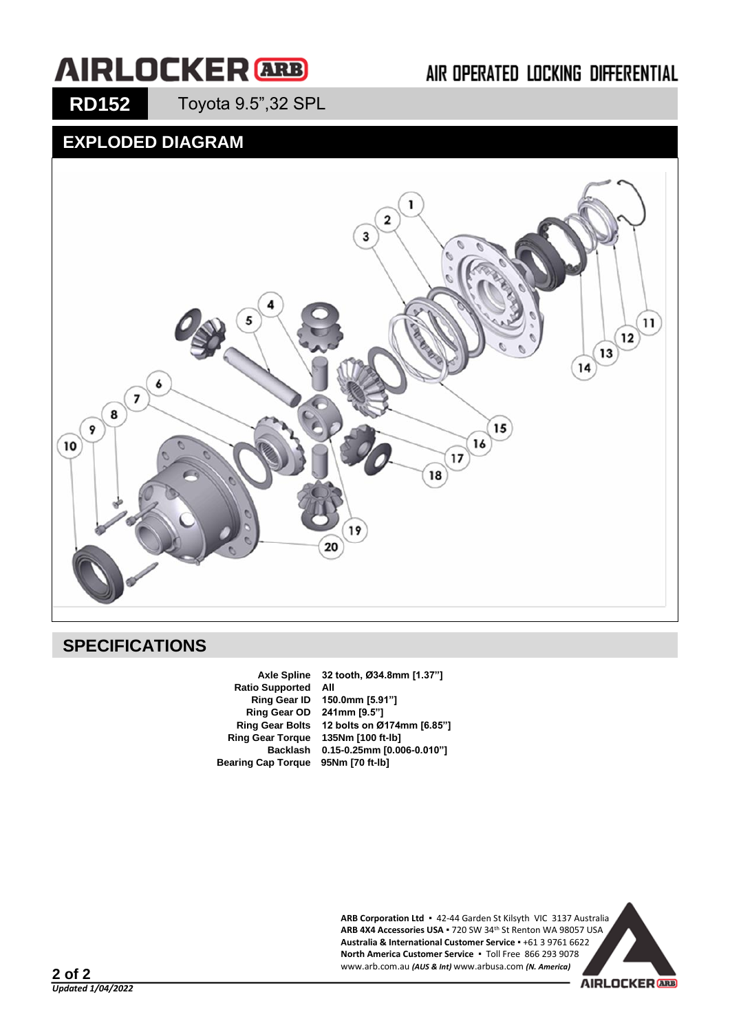# AIRLOCKER ARB

AIR OPERATED LOCKING DIFFERENTIAL

**RD152** Toyota 9.5",32 SPL

## EXPLODED DIAGRAM

1
2
3
4
5
6
7
8
9
10
11
12
13
14
15
16
17
18
19
20

## SPECIFICATIONS

| | |
|---|---|
| **Axle Spline** | **32 tooth, Ø34.8mm [1.37"]** |
| **Ratio Supported** | **All** |
| **Ring Gear ID** | **150.0mm [5.91"]** |
| **Ring Gear OD** | **241mm [9.5"]** |
| **Ring Gear Bolts** | **12 bolts on Ø174mm [6.85"]** |
| **Ring Gear Torque** | **135Nm [100 ft-lb]** |
| **Backlash** | **0.15-0.25mm [0.006-0.010"]** |
| **Bearing Cap Torque** | **95Nm [70 ft-lb]** |

**ARB Corporation Ltd** ▪ 42-44 Garden St Kilsyth VIC 3137 Australia
**ARB 4X4 Accessories USA** ▪ 720 SW 34th St Renton WA 98057 USA
**Australia & International Customer Service** ▪ +61 3 9761 6622
**North America Customer Service** ▪ Toll Free 866 293 9078
www.arb.com.au ***(AUS & Int)*** www.arbusa.com ***(N. America)***

***Updated 1/04/2022***